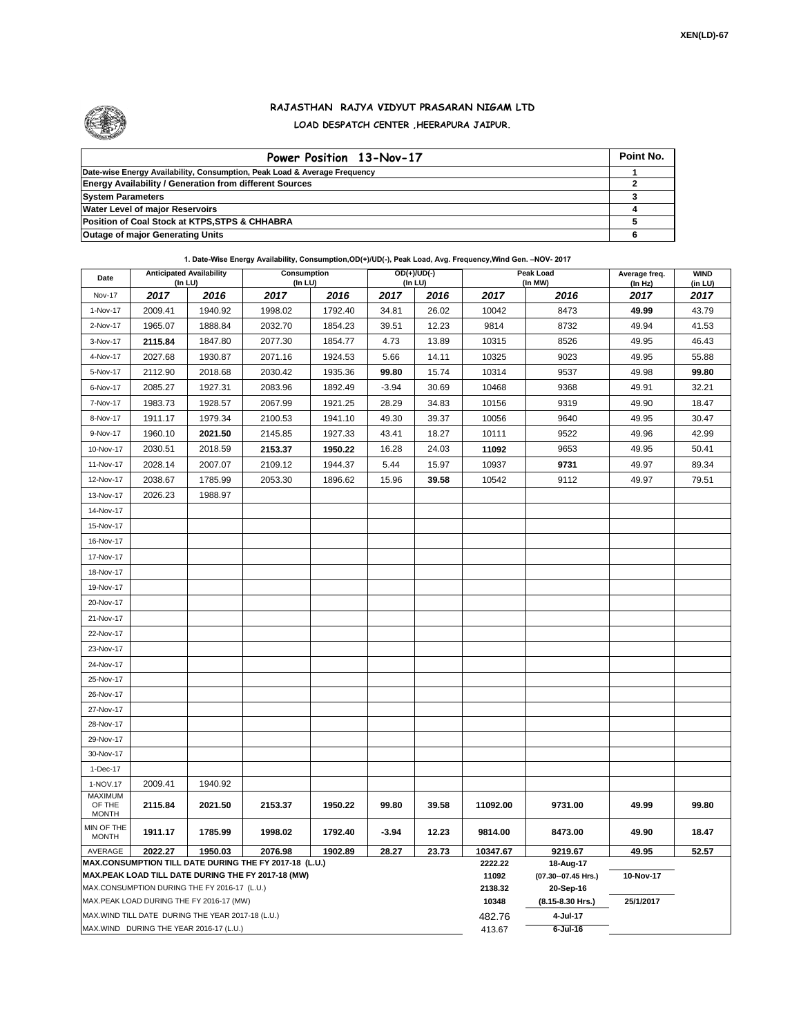XEN(LD)-67

# RAJASTHAN RAJYA VIDYUT PRASARAN NIGAM LTD

## LOAD DESPATCH CENTER ,HEERAPURA JAIPUR.

| Power Position 13-Nov-17 | Point No. |
|---|---|
| Date-wise Energy Availability, Consumption, Peak Load & Average Frequency | 1 |
| Energy Availability / Generation from different Sources | 2 |
| System Parameters | 3 |
| Water Level of major Reservoirs | 4 |
| Position of Coal Stock at KTPS,STPS & CHHABRA | 5 |
| Outage of major Generating Units | 6 |

**1. Date-Wise Energy Availability, Consumption,OD(+)/UD(-), Peak Load, Avg. Frequency,Wind Gen. –NOV- 2017**

| Date | Anticipated Availability (In LU) | | Consumption (In LU) | | OD(+)/UD(-) (In LU) | | Peak Load (In MW) | | Average freq. (In Hz) | WIND (in LU) |
|---|---|---|---|---|---|---|---|---|---|---|
| Nov-17 | 2017 | 2016 | 2017 | 2016 | 2017 | 2016 | 2017 | 2016 | 2017 | 2017 |
| 1-Nov-17 | 2009.41 | 1940.92 | 1998.02 | 1792.40 | 34.81 | 26.02 | 10042 | 8473 | **49.99** | 43.79 |
| 2-Nov-17 | 1965.07 | 1888.84 | 2032.70 | 1854.23 | 39.51 | 12.23 | 9814 | 8732 | 49.94 | 41.53 |
| 3-Nov-17 | **2115.84** | 1847.80 | 2077.30 | 1854.77 | 4.73 | 13.89 | 10315 | 8526 | 49.95 | 46.43 |
| 4-Nov-17 | 2027.68 | 1930.87 | 2071.16 | 1924.53 | 5.66 | 14.11 | 10325 | 9023 | 49.95 | 55.88 |
| 5-Nov-17 | 2112.90 | 2018.68 | 2030.42 | 1935.36 | **99.80** | 15.74 | 10314 | 9537 | 49.98 | **99.80** |
| 6-Nov-17 | 2085.27 | 1927.31 | 2083.96 | 1892.49 | -3.94 | 30.69 | 10468 | 9368 | 49.91 | 32.21 |
| 7-Nov-17 | 1983.73 | 1928.57 | 2067.99 | 1921.25 | 28.29 | 34.83 | 10156 | 9319 | 49.90 | 18.47 |
| 8-Nov-17 | 1911.17 | 1979.34 | 2100.53 | 1941.10 | 49.30 | 39.37 | 10056 | 9640 | 49.95 | 30.47 |
| 9-Nov-17 | 1960.10 | **2021.50** | 2145.85 | 1927.33 | 43.41 | 18.27 | 10111 | 9522 | 49.96 | 42.99 |
| 10-Nov-17 | 2030.51 | 2018.59 | **2153.37** | **1950.22** | 16.28 | 24.03 | **11092** | 9653 | 49.95 | 50.41 |
| 11-Nov-17 | 2028.14 | 2007.07 | 2109.12 | 1944.37 | 5.44 | 15.97 | 10937 | **9731** | 49.97 | 89.34 |
| 12-Nov-17 | 2038.67 | 1785.99 | 2053.30 | 1896.62 | 15.96 | **39.58** | 10542 | 9112 | 49.97 | 79.51 |
| 13-Nov-17 | 2026.23 | 1988.97 | | | | | | | | |
| 14-Nov-17 | | | | | | | | | | |
| 15-Nov-17 | | | | | | | | | | |
| 16-Nov-17 | | | | | | | | | | |
| 17-Nov-17 | | | | | | | | | | |
| 18-Nov-17 | | | | | | | | | | |
| 19-Nov-17 | | | | | | | | | | |
| 20-Nov-17 | | | | | | | | | | |
| 21-Nov-17 | | | | | | | | | | |
| 22-Nov-17 | | | | | | | | | | |
| 23-Nov-17 | | | | | | | | | | |
| 24-Nov-17 | | | | | | | | | | |
| 25-Nov-17 | | | | | | | | | | |
| 26-Nov-17 | | | | | | | | | | |
| 27-Nov-17 | | | | | | | | | | |
| 28-Nov-17 | | | | | | | | | | |
| 29-Nov-17 | | | | | | | | | | |
| 30-Nov-17 | | | | | | | | | | |
| 1-Dec-17 | | | | | | | | | | |
| 1-NOV.17 | 2009.41 | 1940.92 | | | | | | | | |
| MAXIMUM OF THE MONTH | **2115.84** | **2021.50** | **2153.37** | **1950.22** | **99.80** | **39.58** | **11092.00** | **9731.00** | **49.99** | **99.80** |
| MIN OF THE MONTH | **1911.17** | **1785.99** | **1998.02** | **1792.40** | **-3.94** | **12.23** | **9814.00** | **8473.00** | **49.90** | **18.47** |
| AVERAGE | **2022.27** | **1950.03** | **2076.98** | **1902.89** | **28.27** | **23.73** | **10347.67** | **9219.67** | **49.95** | **52.57** |

| | | | |
|---|---|---|---|
| **MAX.CONSUMPTION TILL DATE DURING THE FY 2017-18 (L.U.)** | **2222.22** | **18-Aug-17** | |
| **MAX.PEAK LOAD TILL DATE DURING THE FY 2017-18 (MW)** | **11092** | **(07.30--07.45 Hrs.)** | **10-Nov-17** |
| MAX.CONSUMPTION DURING THE FY 2016-17 (L.U.) | **2138.32** | **20-Sep-16** | |
| MAX.PEAK LOAD DURING THE FY 2016-17 (MW) | **10348** | **(8.15-8.30 Hrs.)** | **25/1/2017** |
| MAX.WIND TILL DATE DURING THE YEAR 2017-18 (L.U.) | 482.76 | **4-Jul-17** | |
| MAX.WIND DURING THE YEAR 2016-17 (L.U.) | 413.67 | **6-Jul-16** | |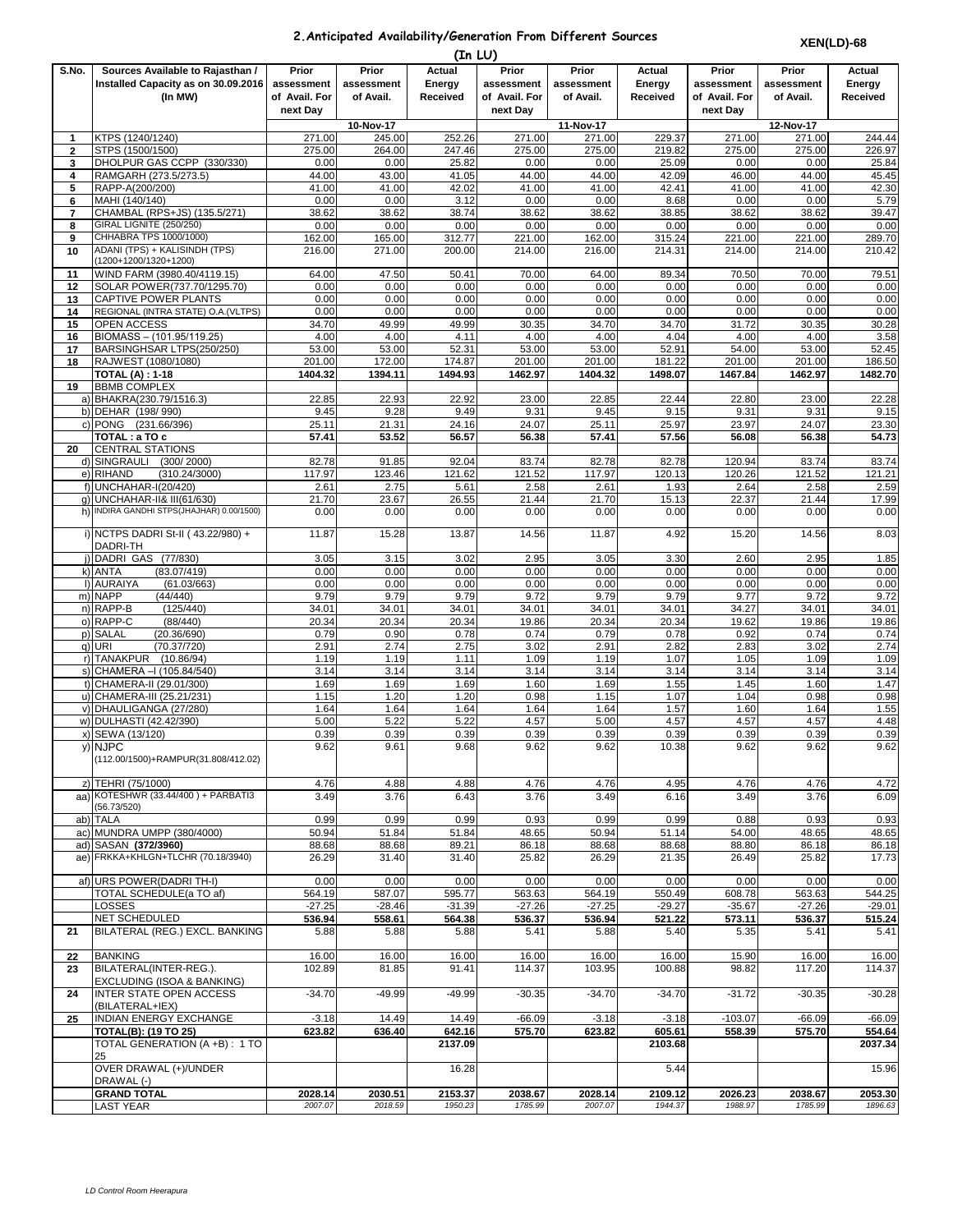## 2.Anticipated Availability/Generation From Different Sources

**XEN(LD)-68**

**(In LU)**

| S.No. | Sources Available to Rajasthan / Installed Capacity as on 30.09.2016 (In MW) | Prior assessment of Avail. For next Day | Prior assessment of Avail. | Actual Energy Received | Prior assessment of Avail. For next Day | Prior assessment of Avail. | Actual Energy Received | Prior assessment of Avail. For next Day | Prior assessment of Avail. | Actual Energy Received |
|---|---|---|---|---|---|---|---|---|---|---|
| | | | 10-Nov-17 | | | 11-Nov-17 | | | 12-Nov-17 | |
| 1 | KTPS (1240/1240) | 271.00 | 245.00 | 252.26 | 271.00 | 271.00 | 229.37 | 271.00 | 271.00 | 244.44 |
| 2 | STPS (1500/1500) | 275.00 | 264.00 | 247.46 | 275.00 | 275.00 | 219.82 | 275.00 | 275.00 | 226.97 |
| 3 | DHOLPUR GAS CCPP (330/330) | 0.00 | 0.00 | 25.82 | 0.00 | 0.00 | 25.09 | 0.00 | 0.00 | 25.84 |
| 4 | RAMGARH (273.5/273.5) | 44.00 | 43.00 | 41.05 | 44.00 | 44.00 | 42.09 | 46.00 | 44.00 | 45.45 |
| 5 | RAPP-A(200/200) | 41.00 | 41.00 | 42.02 | 41.00 | 41.00 | 42.41 | 41.00 | 41.00 | 42.30 |
| 6 | MAHI (140/140) | 0.00 | 0.00 | 3.12 | 0.00 | 0.00 | 8.68 | 0.00 | 0.00 | 5.79 |
| 7 | CHAMBAL (RPS+JS) (135.5/271) | 38.62 | 38.62 | 38.74 | 38.62 | 38.62 | 38.85 | 38.62 | 38.62 | 39.47 |
| 8 | GIRAL LIGNITE (250/250) | 0.00 | 0.00 | 0.00 | 0.00 | 0.00 | 0.00 | 0.00 | 0.00 | 0.00 |
| 9 | CHHABRA TPS 1000/1000) | 162.00 | 165.00 | 312.77 | 221.00 | 162.00 | 315.24 | 221.00 | 221.00 | 289.70 |
| 10 | ADANI (TPS) + KALISINDH (TPS) (1200+1200/1320+1200) | 216.00 | 271.00 | 200.00 | 214.00 | 216.00 | 214.31 | 214.00 | 214.00 | 210.42 |
| 11 | WIND FARM (3980.40/4119.15) | 64.00 | 47.50 | 50.41 | 70.00 | 64.00 | 89.34 | 70.50 | 70.00 | 79.51 |
| 12 | SOLAR POWER(737.70/1295.70) | 0.00 | 0.00 | 0.00 | 0.00 | 0.00 | 0.00 | 0.00 | 0.00 | 0.00 |
| 13 | CAPTIVE POWER PLANTS | 0.00 | 0.00 | 0.00 | 0.00 | 0.00 | 0.00 | 0.00 | 0.00 | 0.00 |
| 14 | REGIONAL (INTRA STATE) O.A.(VLTPS) | 0.00 | 0.00 | 0.00 | 0.00 | 0.00 | 0.00 | 0.00 | 0.00 | 0.00 |
| 15 | OPEN ACCESS | 34.70 | 49.99 | 49.99 | 30.35 | 34.70 | 34.70 | 31.72 | 30.35 | 30.28 |
| 16 | BIOMASS – (101.95/119.25) | 4.00 | 4.00 | 4.11 | 4.00 | 4.00 | 4.04 | 4.00 | 4.00 | 3.58 |
| 17 | BARSINGHSAR LTPS(250/250) | 53.00 | 53.00 | 52.31 | 53.00 | 53.00 | 52.91 | 54.00 | 53.00 | 52.45 |
| 18 | RAJWEST (1080/1080) | 201.00 | 172.00 | 174.87 | 201.00 | 201.00 | 181.22 | 201.00 | 201.00 | 186.50 |
| | **TOTAL (A) : 1-18** | **1404.32** | **1394.11** | **1494.93** | **1462.97** | **1404.32** | **1498.07** | **1467.84** | **1462.97** | **1482.70** |
| 19 | BBMB COMPLEX | | | | | | | | | |
| a) | BHAKRA(230.79/1516.3) | 22.85 | 22.93 | 22.92 | 23.00 | 22.85 | 22.44 | 22.80 | 23.00 | 22.28 |
| b) | DEHAR (198/ 990) | 9.45 | 9.28 | 9.49 | 9.31 | 9.45 | 9.15 | 9.31 | 9.31 | 9.15 |
| c) | PONG (231.66/396) | 25.11 | 21.31 | 24.16 | 24.07 | 25.11 | 25.97 | 23.97 | 24.07 | 23.30 |
| | **TOTAL : a TO c** | **57.41** | **53.52** | **56.57** | **56.38** | **57.41** | **57.56** | **56.08** | **56.38** | **54.73** |
| 20 | CENTRAL STATIONS | | | | | | | | | |
| d) | SINGRAULI (300/ 2000) | 82.78 | 91.85 | 92.04 | 83.74 | 82.78 | 82.78 | 120.94 | 83.74 | 83.74 |
| e) | RIHAND (310.24/3000) | 117.97 | 123.46 | 121.62 | 121.52 | 117.97 | 120.13 | 120.26 | 121.52 | 121.21 |
| f) | UNCHAHAR-I(20/420) | 2.61 | 2.75 | 5.61 | 2.58 | 2.61 | 1.93 | 2.64 | 2.58 | 2.59 |
| g) | UNCHAHAR-II& III(61/630) | 21.70 | 23.67 | 26.55 | 21.44 | 21.70 | 15.13 | 22.37 | 21.44 | 17.99 |
| h) | INDIRA GANDHI STPS(JHAJHAR) 0.00/1500) | 0.00 | 0.00 | 0.00 | 0.00 | 0.00 | 0.00 | 0.00 | 0.00 | 0.00 |
| i) | NCTPS DADRI St-II ( 43.22/980) + DADRI-TH | 11.87 | 15.28 | 13.87 | 14.56 | 11.87 | 4.92 | 15.20 | 14.56 | 8.03 |
| j) | DADRI GAS (77/830) | 3.05 | 3.15 | 3.02 | 2.95 | 3.05 | 3.30 | 2.60 | 2.95 | 1.85 |
| k) | ANTA (83.07/419) | 0.00 | 0.00 | 0.00 | 0.00 | 0.00 | 0.00 | 0.00 | 0.00 | 0.00 |
| l) | AURAIYA (61.03/663) | 0.00 | 0.00 | 0.00 | 0.00 | 0.00 | 0.00 | 0.00 | 0.00 | 0.00 |
| m) | NAPP (44/440) | 9.79 | 9.79 | 9.79 | 9.72 | 9.79 | 9.79 | 9.77 | 9.72 | 9.72 |
| n) | RAPP-B (125/440) | 34.01 | 34.01 | 34.01 | 34.01 | 34.01 | 34.01 | 34.27 | 34.01 | 34.01 |
| o) | RAPP-C (88/440) | 20.34 | 20.34 | 20.34 | 19.86 | 20.34 | 20.34 | 19.62 | 19.86 | 19.86 |
| p) | SALAL (20.36/690) | 0.79 | 0.90 | 0.78 | 0.74 | 0.79 | 0.78 | 0.92 | 0.74 | 0.74 |
| q) | URI (70.37/720) | 2.91 | 2.74 | 2.75 | 3.02 | 2.91 | 2.82 | 2.83 | 3.02 | 2.74 |
| r) | TANAKPUR (10.86/94) | 1.19 | 1.19 | 1.11 | 1.09 | 1.19 | 1.07 | 1.05 | 1.09 | 1.09 |
| s) | CHAMERA –I (105.84/540) | 3.14 | 3.14 | 3.14 | 3.14 | 3.14 | 3.14 | 3.14 | 3.14 | 3.14 |
| t) | CHAMERA-II (29.01/300) | 1.69 | 1.69 | 1.69 | 1.60 | 1.69 | 1.55 | 1.45 | 1.60 | 1.47 |
| u) | CHAMERA-III (25.21/231) | 1.15 | 1.20 | 1.20 | 0.98 | 1.15 | 1.07 | 1.04 | 0.98 | 0.98 |
| v) | DHAULIGANGA (27/280) | 1.64 | 1.64 | 1.64 | 1.64 | 1.64 | 1.57 | 1.60 | 1.64 | 1.55 |
| w) | DULHASTI (42.42/390) | 5.00 | 5.22 | 5.22 | 4.57 | 5.00 | 4.57 | 4.57 | 4.57 | 4.48 |
| x) | SEWA (13/120) | 0.39 | 0.39 | 0.39 | 0.39 | 0.39 | 0.39 | 0.39 | 0.39 | 0.39 |
| y) | NJPC (112.00/1500)+RAMPUR(31.808/412.02) | 9.62 | 9.61 | 9.68 | 9.62 | 9.62 | 10.38 | 9.62 | 9.62 | 9.62 |
| z) | TEHRI (75/1000) | 4.76 | 4.88 | 4.88 | 4.76 | 4.76 | 4.95 | 4.76 | 4.76 | 4.72 |
| aa) | KOTESHWR (33.44/400 ) + PARBATI3 (56.73/520) | 3.49 | 3.76 | 6.43 | 3.76 | 3.49 | 6.16 | 3.49 | 3.76 | 6.09 |
| ab) | TALA | 0.99 | 0.99 | 0.99 | 0.93 | 0.99 | 0.99 | 0.88 | 0.93 | 0.93 |
| ac) | MUNDRA UMPP (380/4000) | 50.94 | 51.84 | 51.84 | 48.65 | 50.94 | 51.14 | 54.00 | 48.65 | 48.65 |
| ad) | SASAN **(372/3960)** | 88.68 | 88.68 | 89.21 | 86.18 | 88.68 | 88.68 | 88.80 | 86.18 | 86.18 |
| ae) | FRKKA+KHLGN+TLCHR (70.18/3940) | 26.29 | 31.40 | 31.40 | 25.82 | 26.29 | 21.35 | 26.49 | 25.82 | 17.73 |
| af) | URS POWER(DADRI TH-I) | 0.00 | 0.00 | 0.00 | 0.00 | 0.00 | 0.00 | 0.00 | 0.00 | 0.00 |
| | TOTAL SCHEDULE(a TO af) | 564.19 | 587.07 | 595.77 | 563.63 | 564.19 | 550.49 | 608.78 | 563.63 | 544.25 |
| | LOSSES | -27.25 | -28.46 | -31.39 | -27.26 | -27.25 | -29.27 | -35.67 | -27.26 | -29.01 |
| | NET SCHEDULED | **536.94** | **558.61** | **564.38** | **536.37** | **536.94** | **521.22** | **573.11** | **536.37** | **515.24** |
| 21 | BILATERAL (REG.) EXCL. BANKING | 5.88 | 5.88 | 5.88 | 5.41 | 5.88 | 5.40 | 5.35 | 5.41 | 5.41 |
| 22 | BANKING | 16.00 | 16.00 | 16.00 | 16.00 | 16.00 | 16.00 | 15.90 | 16.00 | 16.00 |
| 23 | BILATERAL(INTER-REG.). EXCLUDING (ISOA & BANKING) | 102.89 | 81.85 | 91.41 | 114.37 | 103.95 | 100.88 | 98.82 | 117.20 | 114.37 |
| 24 | INTER STATE OPEN ACCESS (BILATERAL+IEX) | -34.70 | -49.99 | -49.99 | -30.35 | -34.70 | -34.70 | -31.72 | -30.35 | -30.28 |
| 25 | INDIAN ENERGY EXCHANGE | -3.18 | 14.49 | 14.49 | -66.09 | -3.18 | -3.18 | -103.07 | -66.09 | -66.09 |
| | **TOTAL(B): (19 TO 25)** | **623.82** | **636.40** | **642.16** | **575.70** | **623.82** | **605.61** | **558.39** | **575.70** | **554.64** |
| | TOTAL GENERATION (A +B) : 1 TO 25 | | | **2137.09** | | | **2103.68** | | | **2037.34** |
| | OVER DRAWAL (+)/UNDER DRAWAL (-) | | | 16.28 | | | 5.44 | | | 15.96 |
| | **GRAND TOTAL** | **2028.14** | **2030.51** | **2153.37** | **2038.67** | **2028.14** | **2109.12** | **2026.23** | **2038.67** | **2053.30** |
| | LAST YEAR | *2007.07* | *2018.59* | *1950.23* | *1785.99* | *2007.07* | *1944.37* | *1988.97* | *1785.99* | *1896.63* |

*LD Control Room Heerapura*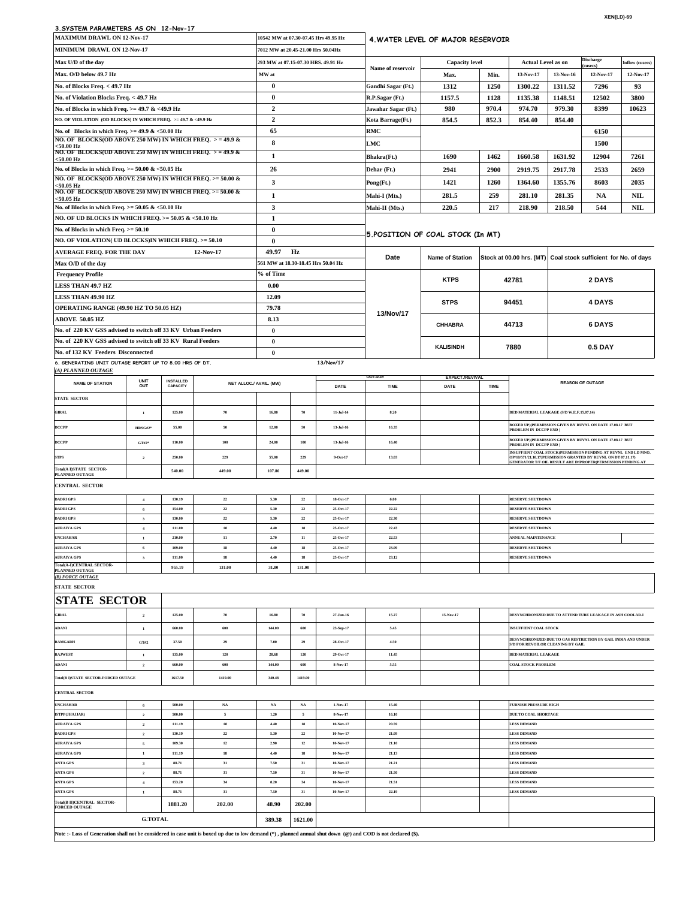XEN(LD)-69

## 3.SYSTEM PARAMETERS AS ON 12-Nov-17

| | |
|---|---|
| MAXIMUM DRAWL ON 12-Nov-17 | 10542 MW at 07.30-07.45 Hrs 49.95 Hz |
| MINIMUM DRAWL ON 12-Nov-17 | 7012 MW at 20.45-21.00 Hrs 50.04Hz |
| Max U/D of the day | 293 MW at 07.15-07.30 HRS. 49.91 Hz |
| Max. O/D below 49.7 Hz | MW at |
| No. of Blocks Freq. < 49.7 Hz | 0 |
| No. of Violation Blocks Freq. < 49.7 Hz | 0 |
| No. of Blocks in which Freq. >= 49.7 & <49.9 Hz | 2 |
| NO. OF VIOLATION (OD BLOCKS) IN WHICH FREQ. >= 49.7 & <49.9 Hz | 2 |
| No. of Blocks in which Freq. >= 49.9 & <50.00 Hz | 65 |
| NO. OF BLOCKS(OD ABOVE 250 MW) IN WHICH FREQ. > = 49.9 & <50.00 Hz | 8 |
| NO. OF BLOCKS(UD ABOVE 250 MW) IN WHICH FREQ. > = 49.9 & <50.00 Hz | 1 |
| No. of Blocks in which Freq. >= 50.00 & <50.05 Hz | 26 |
| NO. OF BLOCKS(OD ABOVE 250 MW) IN WHICH FREQ. >= 50.00 & <50.05 Hz | 3 |
| NO. OF BLOCKS(UD ABOVE 250 MW) IN WHICH FREQ. >= 50.00 & <50.05 Hz | 1 |
| No. of Blocks in which Freq. >= 50.05 & <50.10 Hz | 3 |
| NO. OF UD BLOCKS IN WHICH FREQ. >= 50.05 & <50.10 Hz | 1 |
| No. of Blocks in which Freq. >= 50.10 | 0 |
| NO. OF VIOLATION( UD BLOCKS)IN WHICH FREQ. >= 50.10 | 0 |
| AVERAGE FREQ. FOR THE DAY 12-Nov-17 | 49.97 Hz |
| Max O/D of the day | 561 MW at 18.30-18.45 Hrs 50.04 Hz |
| Frequency Profile | % of Time |
| LESS THAN 49.7 HZ | 0.00 |
| LESS THAN 49.90 HZ | 12.09 |
| OPERATING RANGE (49.90 HZ TO 50.05 HZ) | 79.78 |
| ABOVE 50.05 HZ | 8.13 |
| No. of 220 KV GSS advised to switch off 33 KV Urban Feeders | 0 |
| No. of 220 KV GSS advised to switch off 33 KV Rural Feeders | 0 |
| No. of 132 KV Feeders Disconnected | 0 |

## 4.WATER LEVEL OF MAJOR RESERVOIR

| Name of reservoir | Capacity level | | Actual Level as on | | Discharge (cusecs) | Inflow (cusecs) |
|---|---|---|---|---|---|---|
| | Max. | Min. | 13-Nov-17 | 13-Nov-16 | 12-Nov-17 | 12-Nov-17 |
| Gandhi Sagar (Ft.) | 1312 | 1250 | 1300.22 | 1311.52 | 7296 | 93 |
| R.P.Sagar (Ft.) | 1157.5 | 1128 | 1135.38 | 1148.51 | 12502 | 3800 |
| Jawahar Sagar (Ft.) | 980 | 970.4 | 974.70 | 979.30 | 8399 | 10623 |
| Kota Barrage(Ft.) | 854.5 | 852.3 | 854.40 | 854.40 | | |
| RMC | | | | | 6150 | |
| LMC | | | | | 1500 | |
| Bhakra(Ft.) | 1690 | 1462 | 1660.58 | 1631.92 | 12904 | 7261 |
| Dehar (Ft.) | 2941 | 2900 | 2919.75 | 2917.78 | 2533 | 2659 |
| Pong(Ft.) | 1421 | 1260 | 1364.60 | 1355.76 | 8603 | 2035 |
| Mahi-I (Mts.) | 281.5 | 259 | 281.10 | 281.35 | NA | NIL |
| Mahi-II (Mts.) | 220.5 | 217 | 218.90 | 218.50 | 544 | NIL |

## 5.POSITION OF COAL STOCK (In MT)

| Date | Name of Station | Stock at 00.00 hrs. (MT) | Coal stock sufficient for No. of days |
|---|---|---|---|
| 13/Nov/17 | KTPS | 42781 | 2 DAYS |
| | STPS | 94451 | 4 DAYS |
| | CHHABRA | 44713 | 6 DAYS |
| | KALISINDH | 7880 | 0.5 DAY |

## 6. GENERATING UNIT OUTAGE REPORT UP TO 8.00 HRS OF DT. 13/Nov/17

*(A) PLANNED OUTAGE*

| NAME OF STATION | UNIT OUT | INSTALLED CAPACITY | NET ALLOC./ AVAIL. (MW) | | | OUTAGE DATE | OUTAGE TIME | EXPECT./REVIVAL DATE | EXPECT./REVIVAL TIME | REASON OF OUTAGE |
|---|---|---|---|---|---|---|---|---|---|---|
| STATE SECTOR | | | | | | | | | | |
| GIRAL | 1 | 125.00 | 70 | 16.80 | 70 | 11-Jul-14 | 8.20 | | | BED MATERIAL LEAKAGE (S/D W.E.F.15.07.14) |
| DCCPP | HRSG#2* | 55.00 | 50 | 12.00 | 50 | 13-Jul-16 | 16.35 | | | BOXED UP)(PERMISSION GIVEN BY RUVNL ON DATE 17.08.17 BUT PROBLEM IN DCCPP END ) |
| DCCPP | GT#2* | 110.00 | 100 | 24.00 | 100 | 13-Jul-16 | 16.40 | | | BOXED UP)(PERMISSION GIVEN BY RUVNL ON DATE 17.08.17 BUT PROBLEM IN DCCPP END ) |
| STPS | 2 | 250.00 | 229 | 55.00 | 229 | 9-Oct-17 | 13.03 | | | INSUFFIENT COAL STOCK(PERMISSION PENDING AT RUVNL END LD MNO. OP/10/571/21.10.17)PERMISSION GRANTED BY RUVNL ON DT 07.11.17) GENERATOR T/F OIL RESULT ARE IMPROPER(PERMISSION PENDING AT |
| Total(A I)STATE SECTOR-PLANNED OUTAGE | | 540.00 | 449.00 | 107.80 | 449.00 | | | | | |
| CENTRAL SECTOR | | | | | | | | | | |
| DADRI GPS | 4 | 130.19 | 22 | 5.30 | 22 | 18-Oct-17 | 6.00 | | | RESERVE SHUTDOWN |
| DADRI GPS | 6 | 154.00 | 22 | 5.30 | 22 | 25-Oct-17 | 22.22 | | | RESERVE SHUTDOWN |
| DADRI GPS | 3 | 130.00 | 22 | 5.30 | 22 | 25-Oct-17 | 22.30 | | | RESERVE SHUTDOWN |
| AURAIYA GPS | 4 | 111.00 | 18 | 4.40 | 18 | 25-Oct-17 | 22.43 | | | RESERVE SHUTDOWN |
| UNCHAHAR | 1 | 210.00 | 11 | 2.70 | 11 | 25-Oct-17 | 22.53 | | | ANNUAL MAINTENANCE |
| AURAIYA GPS | 6 | 109.00 | 18 | 4.40 | 18 | 25-Oct-17 | 23.09 | | | RESERVE SHUTDOWN |
| AURAIYA GPS | 3 | 111.00 | 18 | 4.40 | 18 | 25-Oct-17 | 23.12 | | | RESERVE SHUTDOWN |
| Total(A-I)CENTRAL SECTOR-PLANNED OUTAGE | | 955.19 | 131.00 | 31.80 | 131.00 | | | | | |

*(B) FORCE OUTAGE*

STATE SECTOR

| NAME OF STATION | UNIT OUT | INSTALLED CAPACITY | NET ALLOC./ AVAIL. (MW) | | | OUTAGE DATE | OUTAGE TIME | EXPECT./REVIVAL DATE | EXPECT./REVIVAL TIME | REASON OF OUTAGE |
|---|---|---|---|---|---|---|---|---|---|---|
| **STATE SECTOR** | | | | | | | | | | |
| GIRAL | 2 | 125.00 | 70 | 16.80 | 70 | 27-Jan-16 | 15.27 | 15-Nov-17 | | DESYNCHRONIZED DUE TO ATTEND TUBE LEAKAGE IN ASH COOLAR-I |
| ADANI | 1 | 660.00 | 600 | 144.00 | 600 | 23-Sep-17 | 5.45 | | | INSUFFIENT COAL STOCK |
| RAMGARH | GT#2 | 37.50 | 29 | 7.00 | 29 | 28-Oct-17 | 4.50 | | | DESYNCHRONIZED DUE TO GAS RESTRICTION BY GAIL INDIA AND UNDER S/D FOR REVOIL OR CLEANING BY GAIL |
| RAJWEST | 1 | 135.00 | 120 | 28.68 | 120 | 29-Oct-17 | 11.45 | | | BED MATERIAL LEAKAGE |
| ADANI | 2 | 660.00 | 600 | 144.00 | 600 | 8-Nov-17 | 5.55 | | | COAL STOCK PROBLEM |
| Total(B I)STATE SECTOR-FORCED OUTAGE | | 1617.50 | 1419.00 | 340.48 | 1419.00 | | | | | |
| CENTRAL SECTOR | | | | | | | | | | |
| UNCHAHAR | 6 | 500.00 | NA | NA | NA | 1-Nov-17 | 15.40 | | | FURNISH PRESSURE HIGH |
| ISTPP(JHAJJAR) | 2 | 500.00 | 5 | 1.20 | 5 | 8-Nov-17 | 16.10 | | | DUE TO COAL SHORTAGE |
| AURAIYA GPS | 2 | 111.19 | 18 | 4.40 | 18 | 10-Nov-17 | 20.59 | | | LESS DEMAND |
| DADRI GPS | 2 | 130.19 | 22 | 5.30 | 22 | 10-Nov-17 | 21.09 | | | LESS DEMAND |
| AURAIYA GPS | 5 | 109.30 | 12 | 2.90 | 12 | 10-Nov-17 | 21.10 | | | LESS DEMAND |
| AURAIYA GPS | 1 | 111.19 | 18 | 4.40 | 18 | 10-Nov-17 | 21.13 | | | LESS DEMAND |
| ANTA GPS | 3 | 88.71 | 31 | 7.50 | 31 | 10-Nov-17 | 21.21 | | | LESS DEMAND |
| ANTA GPS | 2 | 88.71 | 31 | 7.50 | 31 | 10-Nov-17 | 21.50 | | | LESS DEMAND |
| ANTA GPS | 4 | 153.20 | 34 | 8.20 | 34 | 10-Nov-17 | 21.51 | | | LESS DEMAND |
| ANTA GPS | 1 | 88.71 | 31 | 7.50 | 31 | 10-Nov-17 | 22.19 | | | LESS DEMAND |
| Total(B II)CENTRAL SECTOR-FORCED OUTAGE | | 1881.20 | 202.00 | 48.90 | 202.00 | | | | | |
| G.TOTAL | | | | 389.38 | 1621.00 | | | | | |

Note :- Loss of Generation shall not be considered in case unit is boxed up due to low demand (*) , planned annual shut down (@) and COD is not declared ($).